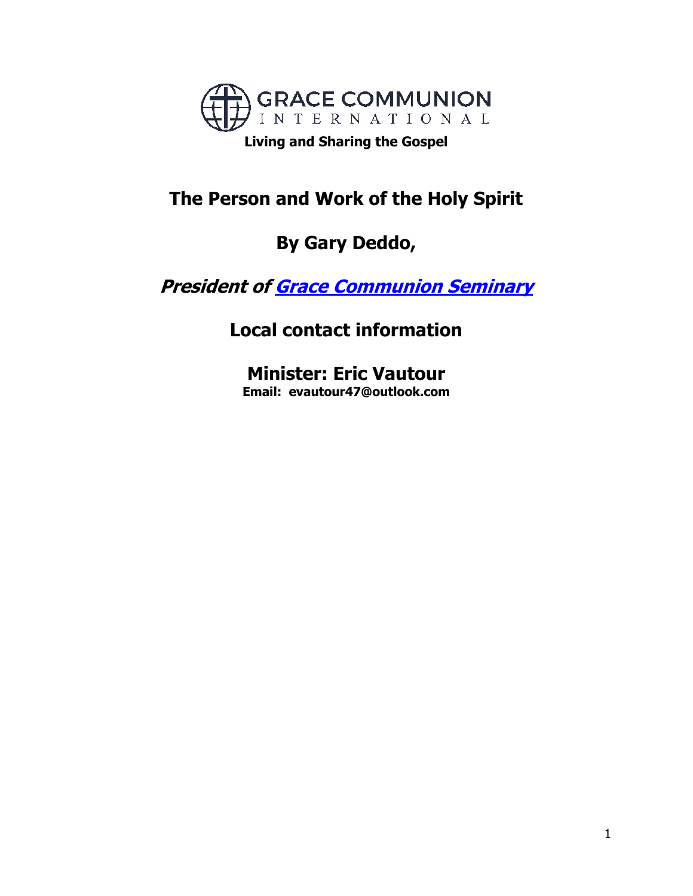GRACE COMMUNION INTERNATIONAL

**Living and Sharing the Gospel**

# The Person and Work of the Holy Spirit

## By Gary Deddo,

## *President of [Grace Communion Seminary]*

## Local contact information

## Minister: Eric Vautour

**Email: evautour47@outlook.com**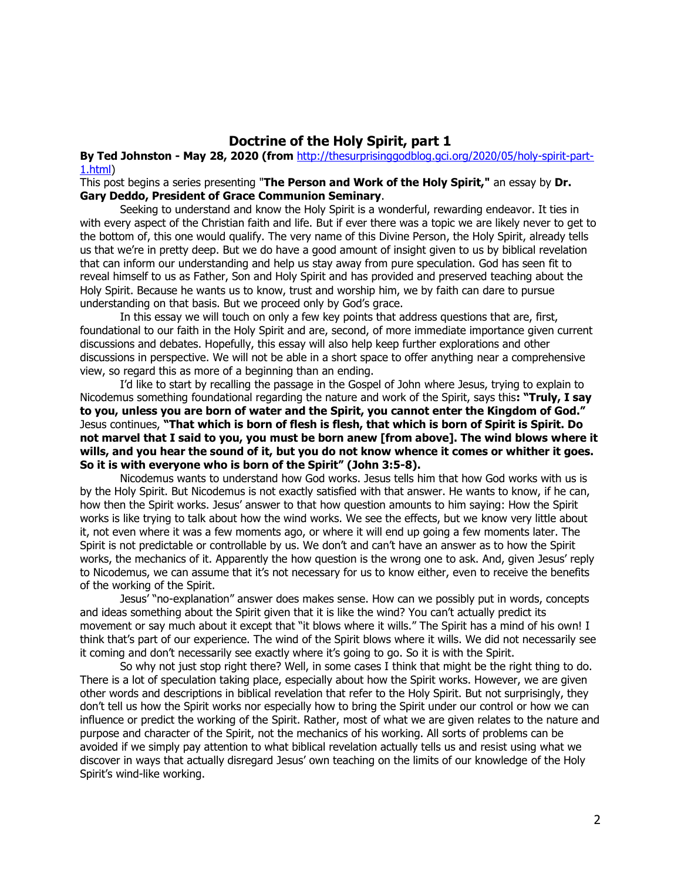# Doctrine of the Holy Spirit, part 1

**By Ted Johnston - May 28, 2020 (from** http://thesurprisinggodblog.gci.org/2020/05/holy-spirit-part-1.html)

This post begins a series presenting "**The Person and Work of the Holy Spirit,"** an essay by **Dr. Gary Deddo, President of Grace Communion Seminary**.

Seeking to understand and know the Holy Spirit is a wonderful, rewarding endeavor. It ties in with every aspect of the Christian faith and life. But if ever there was a topic we are likely never to get to the bottom of, this one would qualify. The very name of this Divine Person, the Holy Spirit, already tells us that we're in pretty deep. But we do have a good amount of insight given to us by biblical revelation that can inform our understanding and help us stay away from pure speculation. God has seen fit to reveal himself to us as Father, Son and Holy Spirit and has provided and preserved teaching about the Holy Spirit. Because he wants us to know, trust and worship him, we by faith can dare to pursue understanding on that basis. But we proceed only by God's grace.

In this essay we will touch on only a few key points that address questions that are, first, foundational to our faith in the Holy Spirit and are, second, of more immediate importance given current discussions and debates. Hopefully, this essay will also help keep further explorations and other discussions in perspective. We will not be able in a short space to offer anything near a comprehensive view, so regard this as more of a beginning than an ending.

I'd like to start by recalling the passage in the Gospel of John where Jesus, trying to explain to Nicodemus something foundational regarding the nature and work of the Spirit, says this**: "Truly, I say to you, unless you are born of water and the Spirit, you cannot enter the Kingdom of God."** Jesus continues, **"That which is born of flesh is flesh, that which is born of Spirit is Spirit. Do not marvel that I said to you, you must be born anew [from above]. The wind blows where it wills, and you hear the sound of it, but you do not know whence it comes or whither it goes. So it is with everyone who is born of the Spirit" (John 3:5-8).**

Nicodemus wants to understand how God works. Jesus tells him that how God works with us is by the Holy Spirit. But Nicodemus is not exactly satisfied with that answer. He wants to know, if he can, how then the Spirit works. Jesus' answer to that how question amounts to him saying: How the Spirit works is like trying to talk about how the wind works. We see the effects, but we know very little about it, not even where it was a few moments ago, or where it will end up going a few moments later. The Spirit is not predictable or controllable by us. We don't and can't have an answer as to how the Spirit works, the mechanics of it. Apparently the how question is the wrong one to ask. And, given Jesus' reply to Nicodemus, we can assume that it's not necessary for us to know either, even to receive the benefits of the working of the Spirit.

Jesus' "no-explanation" answer does makes sense. How can we possibly put in words, concepts and ideas something about the Spirit given that it is like the wind? You can't actually predict its movement or say much about it except that "it blows where it wills." The Spirit has a mind of his own! I think that's part of our experience. The wind of the Spirit blows where it wills. We did not necessarily see it coming and don't necessarily see exactly where it's going to go. So it is with the Spirit.

So why not just stop right there? Well, in some cases I think that might be the right thing to do. There is a lot of speculation taking place, especially about how the Spirit works. However, we are given other words and descriptions in biblical revelation that refer to the Holy Spirit. But not surprisingly, they don't tell us how the Spirit works nor especially how to bring the Spirit under our control or how we can influence or predict the working of the Spirit. Rather, most of what we are given relates to the nature and purpose and character of the Spirit, not the mechanics of his working. All sorts of problems can be avoided if we simply pay attention to what biblical revelation actually tells us and resist using what we discover in ways that actually disregard Jesus' own teaching on the limits of our knowledge of the Holy Spirit's wind-like working.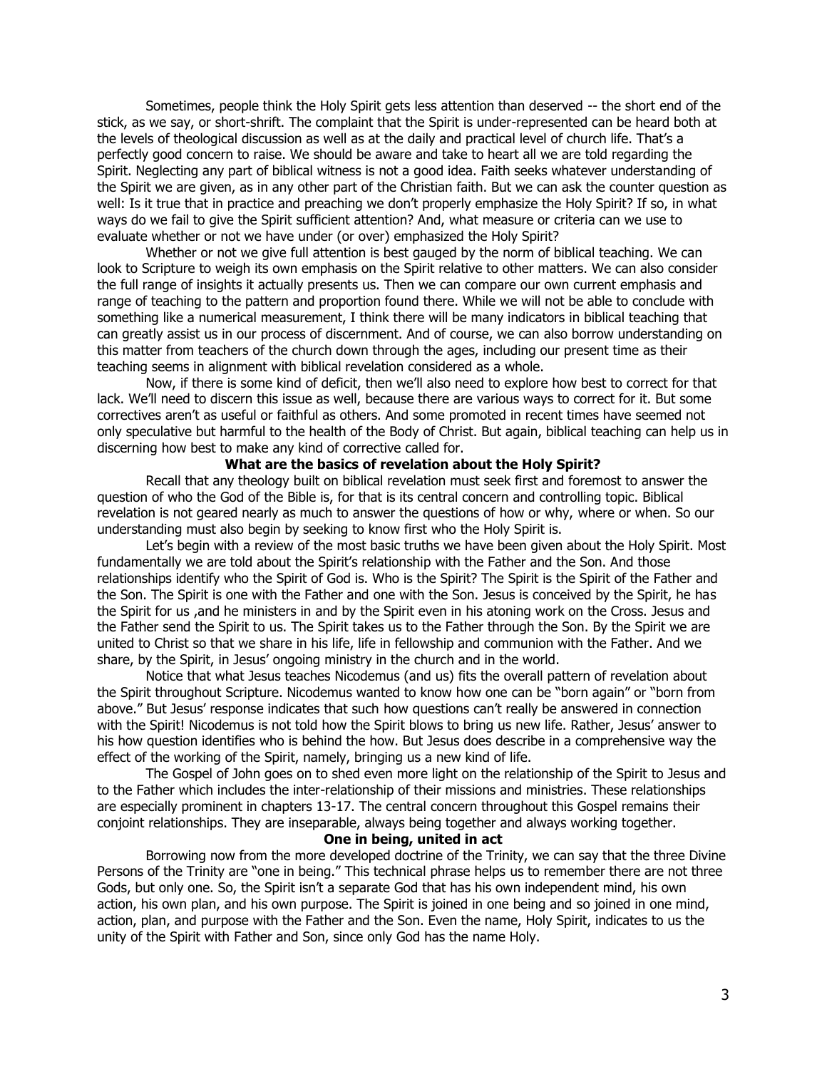Sometimes, people think the Holy Spirit gets less attention than deserved -- the short end of the stick, as we say, or short-shrift. The complaint that the Spirit is under-represented can be heard both at the levels of theological discussion as well as at the daily and practical level of church life. That's a perfectly good concern to raise. We should be aware and take to heart all we are told regarding the Spirit. Neglecting any part of biblical witness is not a good idea. Faith seeks whatever understanding of the Spirit we are given, as in any other part of the Christian faith. But we can ask the counter question as well: Is it true that in practice and preaching we don't properly emphasize the Holy Spirit? If so, in what ways do we fail to give the Spirit sufficient attention? And, what measure or criteria can we use to evaluate whether or not we have under (or over) emphasized the Holy Spirit?

Whether or not we give full attention is best gauged by the norm of biblical teaching. We can look to Scripture to weigh its own emphasis on the Spirit relative to other matters. We can also consider the full range of insights it actually presents us. Then we can compare our own current emphasis and range of teaching to the pattern and proportion found there. While we will not be able to conclude with something like a numerical measurement, I think there will be many indicators in biblical teaching that can greatly assist us in our process of discernment. And of course, we can also borrow understanding on this matter from teachers of the church down through the ages, including our present time as their teaching seems in alignment with biblical revelation considered as a whole.

Now, if there is some kind of deficit, then we'll also need to explore how best to correct for that lack. We'll need to discern this issue as well, because there are various ways to correct for it. But some correctives aren't as useful or faithful as others. And some promoted in recent times have seemed not only speculative but harmful to the health of the Body of Christ. But again, biblical teaching can help us in discerning how best to make any kind of corrective called for.

**What are the basics of revelation about the Holy Spirit?**

Recall that any theology built on biblical revelation must seek first and foremost to answer the question of who the God of the Bible is, for that is its central concern and controlling topic. Biblical revelation is not geared nearly as much to answer the questions of how or why, where or when. So our understanding must also begin by seeking to know first who the Holy Spirit is.

Let's begin with a review of the most basic truths we have been given about the Holy Spirit. Most fundamentally we are told about the Spirit's relationship with the Father and the Son. And those relationships identify who the Spirit of God is. Who is the Spirit? The Spirit is the Spirit of the Father and the Son. The Spirit is one with the Father and one with the Son. Jesus is conceived by the Spirit, he has the Spirit for us ,and he ministers in and by the Spirit even in his atoning work on the Cross. Jesus and the Father send the Spirit to us. The Spirit takes us to the Father through the Son. By the Spirit we are united to Christ so that we share in his life, life in fellowship and communion with the Father. And we share, by the Spirit, in Jesus' ongoing ministry in the church and in the world.

Notice that what Jesus teaches Nicodemus (and us) fits the overall pattern of revelation about the Spirit throughout Scripture. Nicodemus wanted to know how one can be "born again" or "born from above." But Jesus' response indicates that such how questions can't really be answered in connection with the Spirit! Nicodemus is not told how the Spirit blows to bring us new life. Rather, Jesus' answer to his how question identifies who is behind the how. But Jesus does describe in a comprehensive way the effect of the working of the Spirit, namely, bringing us a new kind of life.

The Gospel of John goes on to shed even more light on the relationship of the Spirit to Jesus and to the Father which includes the inter-relationship of their missions and ministries. These relationships are especially prominent in chapters 13-17. The central concern throughout this Gospel remains their conjoint relationships. They are inseparable, always being together and always working together.

**One in being, united in act**

Borrowing now from the more developed doctrine of the Trinity, we can say that the three Divine Persons of the Trinity are "one in being." This technical phrase helps us to remember there are not three Gods, but only one. So, the Spirit isn't a separate God that has his own independent mind, his own action, his own plan, and his own purpose. The Spirit is joined in one being and so joined in one mind, action, plan, and purpose with the Father and the Son. Even the name, Holy Spirit, indicates to us the unity of the Spirit with Father and Son, since only God has the name Holy.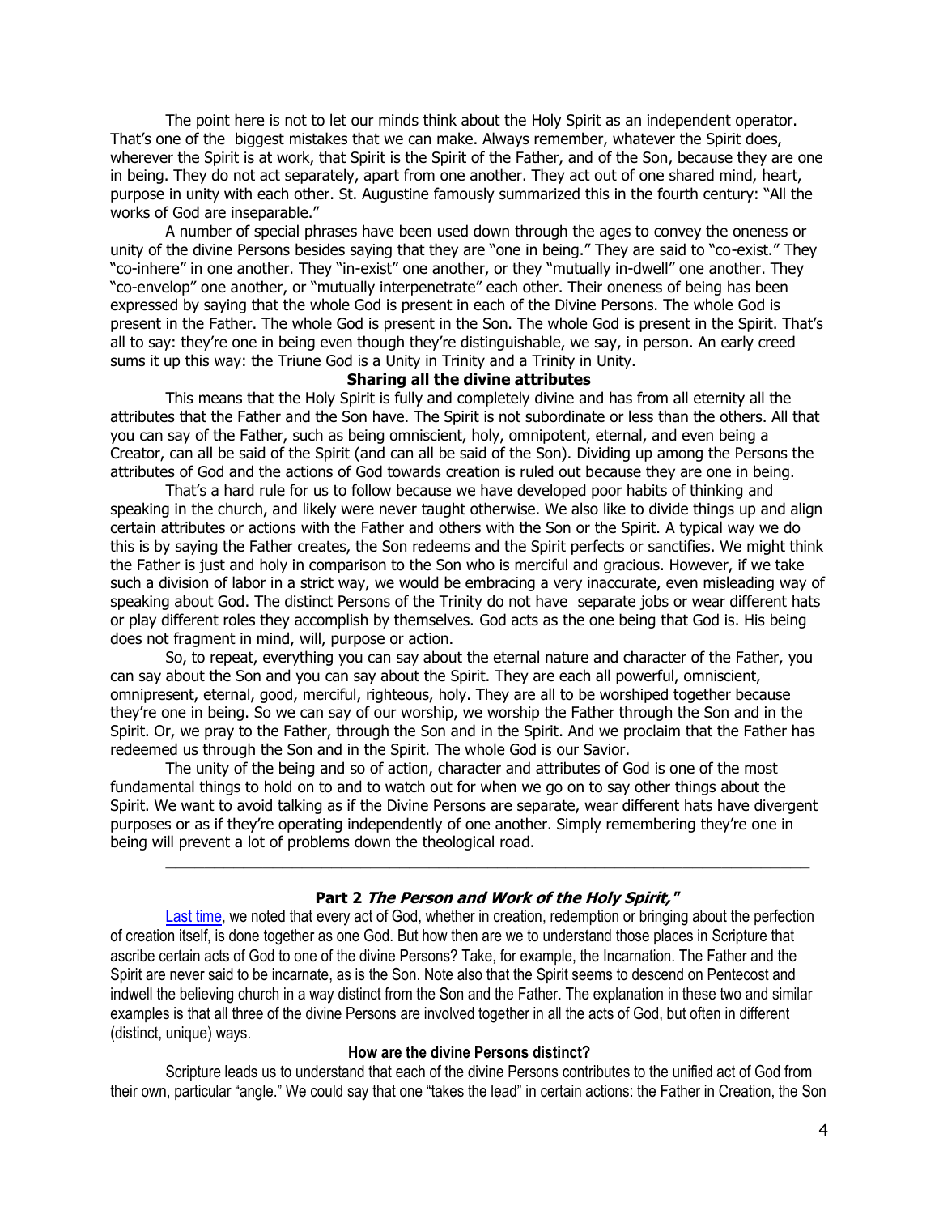The point here is not to let our minds think about the Holy Spirit as an independent operator. That's one of the biggest mistakes that we can make. Always remember, whatever the Spirit does, wherever the Spirit is at work, that Spirit is the Spirit of the Father, and of the Son, because they are one in being. They do not act separately, apart from one another. They act out of one shared mind, heart, purpose in unity with each other. St. Augustine famously summarized this in the fourth century: "All the works of God are inseparable."

A number of special phrases have been used down through the ages to convey the oneness or unity of the divine Persons besides saying that they are "one in being." They are said to "co-exist." They "co-inhere" in one another. They "in-exist" one another, or they "mutually in-dwell" one another. They "co-envelop" one another, or "mutually interpenetrate" each other. Their oneness of being has been expressed by saying that the whole God is present in each of the Divine Persons. The whole God is present in the Father. The whole God is present in the Son. The whole God is present in the Spirit. That's all to say: they're one in being even though they're distinguishable, we say, in person. An early creed sums it up this way: the Triune God is a Unity in Trinity and a Trinity in Unity.

**Sharing all the divine attributes**

This means that the Holy Spirit is fully and completely divine and has from all eternity all the attributes that the Father and the Son have. The Spirit is not subordinate or less than the others. All that you can say of the Father, such as being omniscient, holy, omnipotent, eternal, and even being a Creator, can all be said of the Spirit (and can all be said of the Son). Dividing up among the Persons the attributes of God and the actions of God towards creation is ruled out because they are one in being.

That's a hard rule for us to follow because we have developed poor habits of thinking and speaking in the church, and likely were never taught otherwise. We also like to divide things up and align certain attributes or actions with the Father and others with the Son or the Spirit. A typical way we do this is by saying the Father creates, the Son redeems and the Spirit perfects or sanctifies. We might think the Father is just and holy in comparison to the Son who is merciful and gracious. However, if we take such a division of labor in a strict way, we would be embracing a very inaccurate, even misleading way of speaking about God. The distinct Persons of the Trinity do not have separate jobs or wear different hats or play different roles they accomplish by themselves. God acts as the one being that God is. His being does not fragment in mind, will, purpose or action.

So, to repeat, everything you can say about the eternal nature and character of the Father, you can say about the Son and you can say about the Spirit. They are each all powerful, omniscient, omnipresent, eternal, good, merciful, righteous, holy. They are all to be worshiped together because they're one in being. So we can say of our worship, we worship the Father through the Son and in the Spirit. Or, we pray to the Father, through the Son and in the Spirit. And we proclaim that the Father has redeemed us through the Son and in the Spirit. The whole God is our Savior.

The unity of the being and so of action, character and attributes of God is one of the most fundamental things to hold on to and to watch out for when we go on to say other things about the Spirit. We want to avoid talking as if the Divine Persons are separate, wear different hats have divergent purposes or as if they're operating independently of one another. Simply remembering they're one in being will prevent a lot of problems down the theological road.

---

**Part 2 *The Person and Work of the Holy Spirit,"***

Last time, we noted that every act of God, whether in creation, redemption or bringing about the perfection of creation itself, is done together as one God. But how then are we to understand those places in Scripture that ascribe certain acts of God to one of the divine Persons? Take, for example, the Incarnation. The Father and the Spirit are never said to be incarnate, as is the Son. Note also that the Spirit seems to descend on Pentecost and indwell the believing church in a way distinct from the Son and the Father. The explanation in these two and similar examples is that all three of the divine Persons are involved together in all the acts of God, but often in different (distinct, unique) ways.

**How are the divine Persons distinct?**

Scripture leads us to understand that each of the divine Persons contributes to the unified act of God from their own, particular "angle." We could say that one "takes the lead" in certain actions: the Father in Creation, the Son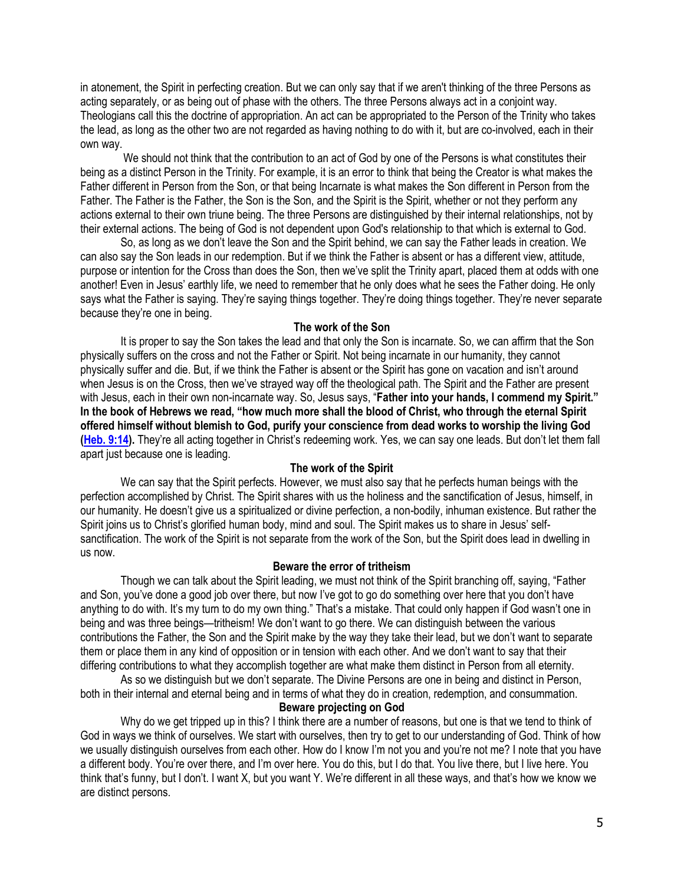in atonement, the Spirit in perfecting creation. But we can only say that if we aren't thinking of the three Persons as acting separately, or as being out of phase with the others. The three Persons always act in a conjoint way. Theologians call this the doctrine of appropriation. An act can be appropriated to the Person of the Trinity who takes the lead, as long as the other two are not regarded as having nothing to do with it, but are co-involved, each in their own way.

We should not think that the contribution to an act of God by one of the Persons is what constitutes their being as a distinct Person in the Trinity. For example, it is an error to think that being the Creator is what makes the Father different in Person from the Son, or that being Incarnate is what makes the Son different in Person from the Father. The Father is the Father, the Son is the Son, and the Spirit is the Spirit, whether or not they perform any actions external to their own triune being. The three Persons are distinguished by their internal relationships, not by their external actions. The being of God is not dependent upon God's relationship to that which is external to God.

So, as long as we don't leave the Son and the Spirit behind, we can say the Father leads in creation. We can also say the Son leads in our redemption. But if we think the Father is absent or has a different view, attitude, purpose or intention for the Cross than does the Son, then we've split the Trinity apart, placed them at odds with one another! Even in Jesus' earthly life, we need to remember that he only does what he sees the Father doing. He only says what the Father is saying. They're saying things together. They're doing things together. They're never separate because they're one in being.

### The work of the Son

It is proper to say the Son takes the lead and that only the Son is incarnate. So, we can affirm that the Son physically suffers on the cross and not the Father or Spirit. Not being incarnate in our humanity, they cannot physically suffer and die. But, if we think the Father is absent or the Spirit has gone on vacation and isn't around when Jesus is on the Cross, then we've strayed way off the theological path. The Spirit and the Father are present with Jesus, each in their own non-incarnate way. So, Jesus says, "**Father into your hands, I commend my Spirit." In the book of Hebrews we read, "how much more shall the blood of Christ, who through the eternal Spirit offered himself without blemish to God, purify your conscience from dead works to worship the living God ([Heb. 9:14](Heb. 9:14)).** They're all acting together in Christ's redeeming work. Yes, we can say one leads. But don't let them fall apart just because one is leading.

### The work of the Spirit

We can say that the Spirit perfects. However, we must also say that he perfects human beings with the perfection accomplished by Christ. The Spirit shares with us the holiness and the sanctification of Jesus, himself, in our humanity. He doesn't give us a spiritualized or divine perfection, a non-bodily, inhuman existence. But rather the Spirit joins us to Christ's glorified human body, mind and soul. The Spirit makes us to share in Jesus' self-sanctification. The work of the Spirit is not separate from the work of the Son, but the Spirit does lead in dwelling in us now.

### Beware the error of tritheism

Though we can talk about the Spirit leading, we must not think of the Spirit branching off, saying, "Father and Son, you've done a good job over there, but now I've got to go do something over here that you don't have anything to do with. It's my turn to do my own thing." That's a mistake. That could only happen if God wasn't one in being and was three beings—tritheism! We don't want to go there. We can distinguish between the various contributions the Father, the Son and the Spirit make by the way they take their lead, but we don't want to separate them or place them in any kind of opposition or in tension with each other. And we don't want to say that their differing contributions to what they accomplish together are what make them distinct in Person from all eternity.

As so we distinguish but we don't separate. The Divine Persons are one in being and distinct in Person, both in their internal and eternal being and in terms of what they do in creation, redemption, and consummation.

### Beware projecting on God

Why do we get tripped up in this? I think there are a number of reasons, but one is that we tend to think of God in ways we think of ourselves. We start with ourselves, then try to get to our understanding of God. Think of how we usually distinguish ourselves from each other. How do I know I'm not you and you're not me? I note that you have a different body. You're over there, and I'm over here. You do this, but I do that. You live there, but I live here. You think that's funny, but I don't. I want X, but you want Y. We're different in all these ways, and that's how we know we are distinct persons.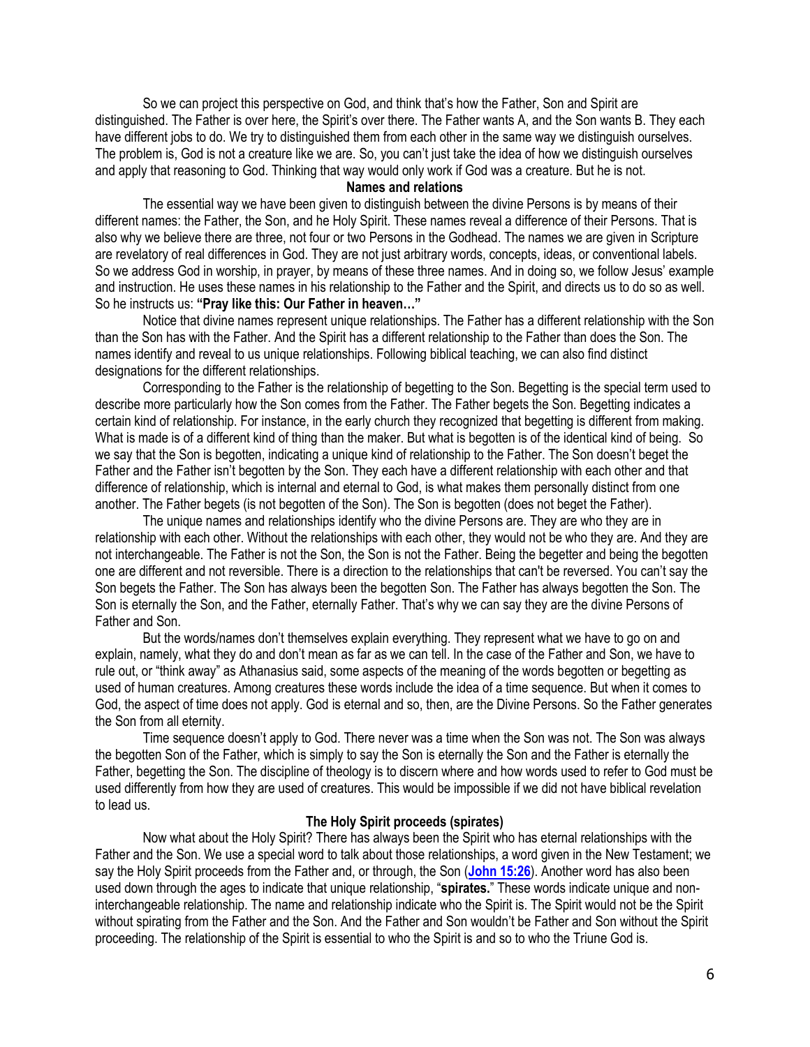So we can project this perspective on God, and think that's how the Father, Son and Spirit are distinguished. The Father is over here, the Spirit's over there. The Father wants A, and the Son wants B. They each have different jobs to do. We try to distinguished them from each other in the same way we distinguish ourselves. The problem is, God is not a creature like we are. So, you can't just take the idea of how we distinguish ourselves and apply that reasoning to God. Thinking that way would only work if God was a creature. But he is not.

**Names and relations**

The essential way we have been given to distinguish between the divine Persons is by means of their different names: the Father, the Son, and he Holy Spirit. These names reveal a difference of their Persons. That is also why we believe there are three, not four or two Persons in the Godhead. The names we are given in Scripture are revelatory of real differences in God. They are not just arbitrary words, concepts, ideas, or conventional labels. So we address God in worship, in prayer, by means of these three names. And in doing so, we follow Jesus' example and instruction. He uses these names in his relationship to the Father and the Spirit, and directs us to do so as well. So he instructs us: **"Pray like this: Our Father in heaven…"**

Notice that divine names represent unique relationships. The Father has a different relationship with the Son than the Son has with the Father. And the Spirit has a different relationship to the Father than does the Son. The names identify and reveal to us unique relationships. Following biblical teaching, we can also find distinct designations for the different relationships.

Corresponding to the Father is the relationship of begetting to the Son. Begetting is the special term used to describe more particularly how the Son comes from the Father. The Father begets the Son. Begetting indicates a certain kind of relationship. For instance, in the early church they recognized that begetting is different from making. What is made is of a different kind of thing than the maker. But what is begotten is of the identical kind of being. So we say that the Son is begotten, indicating a unique kind of relationship to the Father. The Son doesn't beget the Father and the Father isn't begotten by the Son. They each have a different relationship with each other and that difference of relationship, which is internal and eternal to God, is what makes them personally distinct from one another. The Father begets (is not begotten of the Son). The Son is begotten (does not beget the Father).

The unique names and relationships identify who the divine Persons are. They are who they are in relationship with each other. Without the relationships with each other, they would not be who they are. And they are not interchangeable. The Father is not the Son, the Son is not the Father. Being the begetter and being the begotten one are different and not reversible. There is a direction to the relationships that can't be reversed. You can't say the Son begets the Father. The Son has always been the begotten Son. The Father has always begotten the Son. The Son is eternally the Son, and the Father, eternally Father. That's why we can say they are the divine Persons of Father and Son.

But the words/names don't themselves explain everything. They represent what we have to go on and explain, namely, what they do and don't mean as far as we can tell. In the case of the Father and Son, we have to rule out, or "think away" as Athanasius said, some aspects of the meaning of the words begotten or begetting as used of human creatures. Among creatures these words include the idea of a time sequence. But when it comes to God, the aspect of time does not apply. God is eternal and so, then, are the Divine Persons. So the Father generates the Son from all eternity.

Time sequence doesn't apply to God. There never was a time when the Son was not. The Son was always the begotten Son of the Father, which is simply to say the Son is eternally the Son and the Father is eternally the Father, begetting the Son. The discipline of theology is to discern where and how words used to refer to God must be used differently from how they are used of creatures. This would be impossible if we did not have biblical revelation to lead us.

**The Holy Spirit proceeds (spirates)**

Now what about the Holy Spirit? There has always been the Spirit who has eternal relationships with the Father and the Son. We use a special word to talk about those relationships, a word given in the New Testament; we say the Holy Spirit proceeds from the Father and, or through, the Son (**John 15:26**). Another word has also been used down through the ages to indicate that unique relationship, "**spirates.**" These words indicate unique and non-interchangeable relationship. The name and relationship indicate who the Spirit is. The Spirit would not be the Spirit without spirating from the Father and the Son. And the Father and Son wouldn't be Father and Son without the Spirit proceeding. The relationship of the Spirit is essential to who the Spirit is and so to who the Triune God is.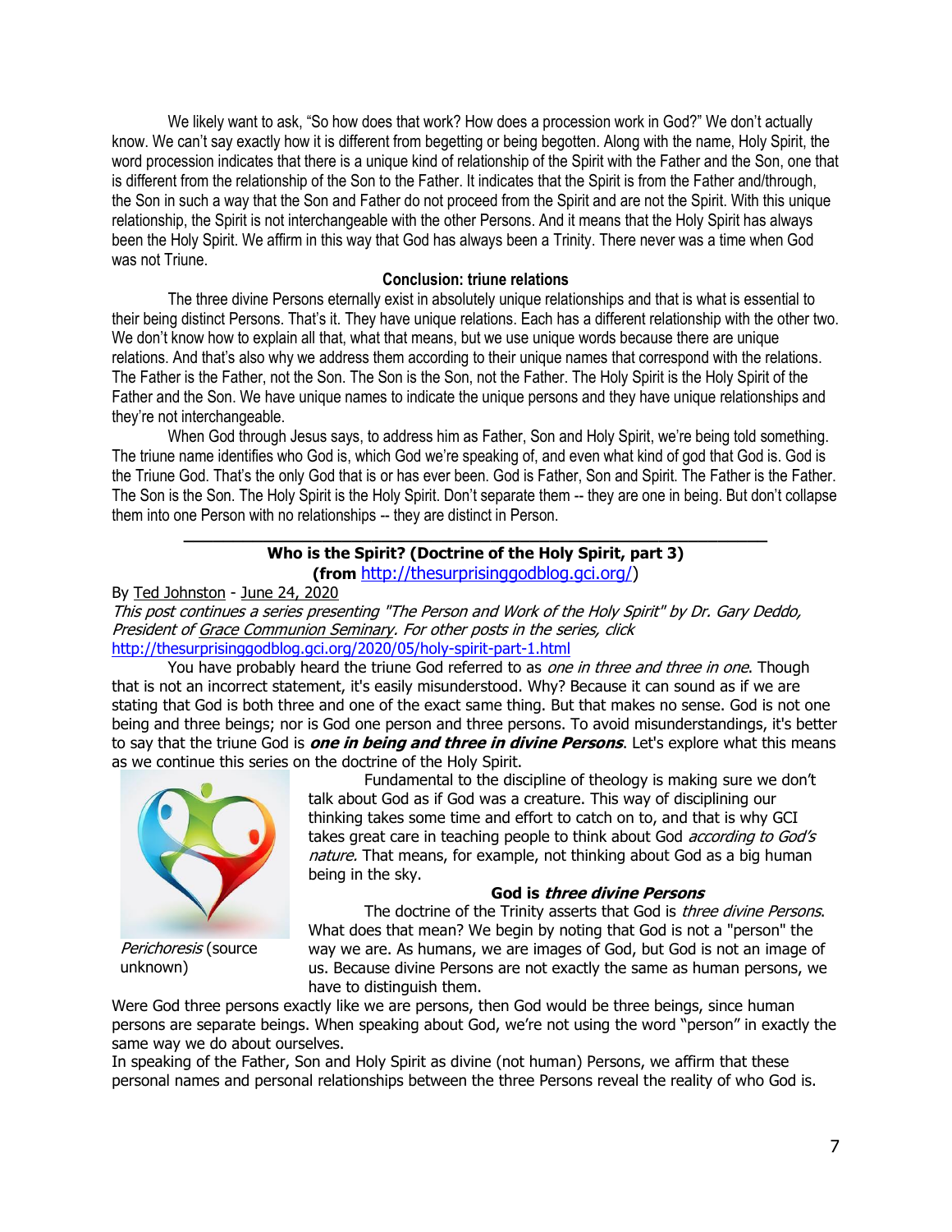We likely want to ask, "So how does that work? How does a procession work in God?" We don't actually know. We can't say exactly how it is different from begetting or being begotten. Along with the name, Holy Spirit, the word procession indicates that there is a unique kind of relationship of the Spirit with the Father and the Son, one that is different from the relationship of the Son to the Father. It indicates that the Spirit is from the Father and/through, the Son in such a way that the Son and Father do not proceed from the Spirit and are not the Spirit. With this unique relationship, the Spirit is not interchangeable with the other Persons. And it means that the Holy Spirit has always been the Holy Spirit. We affirm in this way that God has always been a Trinity. There never was a time when God was not Triune.

### Conclusion: triune relations

The three divine Persons eternally exist in absolutely unique relationships and that is what is essential to their being distinct Persons. That's it. They have unique relations. Each has a different relationship with the other two. We don't know how to explain all that, what that means, but we use unique words because there are unique relations. And that's also why we address them according to their unique names that correspond with the relations. The Father is the Father, not the Son. The Son is the Son, not the Father. The Holy Spirit is the Holy Spirit of the Father and the Son. We have unique names to indicate the unique persons and they have unique relationships and they're not interchangeable.

When God through Jesus says, to address him as Father, Son and Holy Spirit, we're being told something. The triune name identifies who God is, which God we're speaking of, and even what kind of god that God is. God is the Triune God. That's the only God that is or has ever been. God is Father, Son and Spirit. The Father is the Father. The Son is the Son. The Holy Spirit is the Holy Spirit. Don't separate them -- they are one in being. But don't collapse them into one Person with no relationships -- they are distinct in Person.

---

## Who is the Spirit? (Doctrine of the Holy Spirit, part 3)

**(from http://thesurprisinggodblog.gci.org/)**

By Ted Johnston - June 24, 2020

*This post continues a series presenting "The Person and Work of the Holy Spirit" by Dr. Gary Deddo, President of Grace Communion Seminary. For other posts in the series, click* http://thesurprisinggodblog.gci.org/2020/05/holy-spirit-part-1.html

You have probably heard the triune God referred to as *one in three and three in one*. Though that is not an incorrect statement, it's easily misunderstood. Why? Because it can sound as if we are stating that God is both three and one of the exact same thing. But that makes no sense. God is not one being and three beings; nor is God one person and three persons. To avoid misunderstandings, it's better to say that the triune God is ***one in being and three in divine Persons***. Let's explore what this means as we continue this series on the doctrine of the Holy Spirit.

*Perichoresis* (source unknown)

Fundamental to the discipline of theology is making sure we don't talk about God as if God was a creature. This way of disciplining our thinking takes some time and effort to catch on to, and that is why GCI takes great care in teaching people to think about God *according to God's nature*. That means, for example, not thinking about God as a big human being in the sky.

### God is *three divine Persons*

The doctrine of the Trinity asserts that God is *three divine Persons*. What does that mean? We begin by noting that God is not a "person" the way we are. As humans, we are images of God, but God is not an image of us. Because divine Persons are not exactly the same as human persons, we have to distinguish them.

Were God three persons exactly like we are persons, then God would be three beings, since human persons are separate beings. When speaking about God, we're not using the word "person" in exactly the same way we do about ourselves.

In speaking of the Father, Son and Holy Spirit as divine (not human) Persons, we affirm that these personal names and personal relationships between the three Persons reveal the reality of who God is.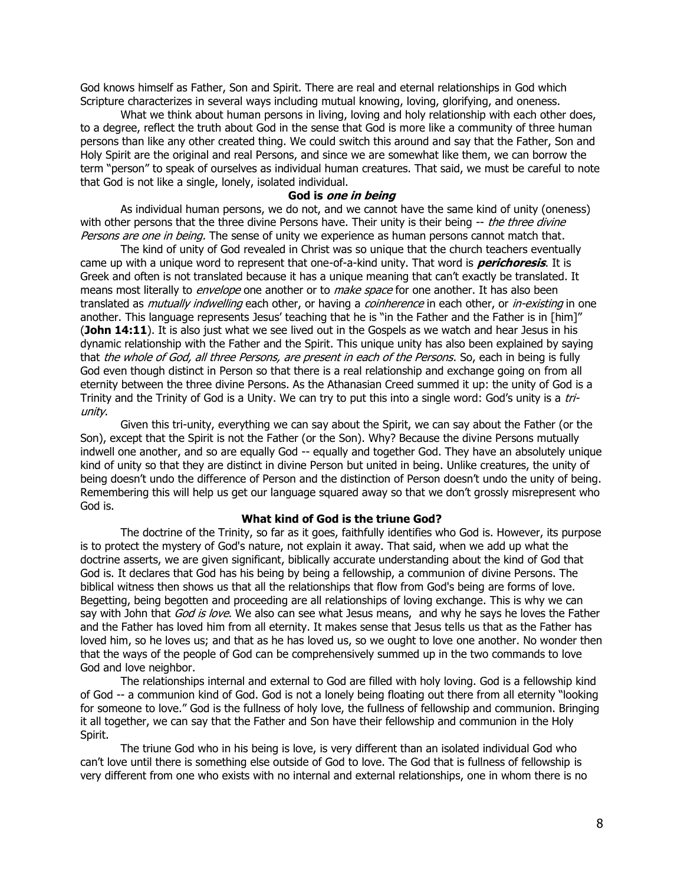God knows himself as Father, Son and Spirit. There are real and eternal relationships in God which Scripture characterizes in several ways including mutual knowing, loving, glorifying, and oneness.

What we think about human persons in living, loving and holy relationship with each other does, to a degree, reflect the truth about God in the sense that God is more like a community of three human persons than like any other created thing. We could switch this around and say that the Father, Son and Holy Spirit are the original and real Persons, and since we are somewhat like them, we can borrow the term "person" to speak of ourselves as individual human creatures. That said, we must be careful to note that God is not like a single, lonely, isolated individual.

### God is *one in being*

As individual human persons, we do not, and we cannot have the same kind of unity (oneness) with other persons that the three divine Persons have. Their unity is their being -- *the three divine Persons are one in being.* The sense of unity we experience as human persons cannot match that.

The kind of unity of God revealed in Christ was so unique that the church teachers eventually came up with a unique word to represent that one-of-a-kind unity. That word is ***perichoresis***. It is Greek and often is not translated because it has a unique meaning that can't exactly be translated. It means most literally to *envelope* one another or to *make space* for one another. It has also been translated as *mutually indwelling* each other, or having a *coinherence* in each other, or *in-existing* in one another. This language represents Jesus' teaching that he is "in the Father and the Father is in [him]" (**John 14:11**). It is also just what we see lived out in the Gospels as we watch and hear Jesus in his dynamic relationship with the Father and the Spirit. This unique unity has also been explained by saying that *the whole of God, all three Persons, are present in each of the Persons*. So, each in being is fully God even though distinct in Person so that there is a real relationship and exchange going on from all eternity between the three divine Persons. As the Athanasian Creed summed it up: the unity of God is a Trinity and the Trinity of God is a Unity. We can try to put this into a single word: God's unity is a *tri-unity*.

Given this tri-unity, everything we can say about the Spirit, we can say about the Father (or the Son), except that the Spirit is not the Father (or the Son). Why? Because the divine Persons mutually indwell one another, and so are equally God -- equally and together God. They have an absolutely unique kind of unity so that they are distinct in divine Person but united in being. Unlike creatures, the unity of being doesn't undo the difference of Person and the distinction of Person doesn't undo the unity of being. Remembering this will help us get our language squared away so that we don't grossly misrepresent who God is.

### What kind of God is the triune God?

The doctrine of the Trinity, so far as it goes, faithfully identifies who God is. However, its purpose is to protect the mystery of God's nature, not explain it away. That said, when we add up what the doctrine asserts, we are given significant, biblically accurate understanding about the kind of God that God is. It declares that God has his being by being a fellowship, a communion of divine Persons. The biblical witness then shows us that all the relationships that flow from God's being are forms of love. Begetting, being begotten and proceeding are all relationships of loving exchange. This is why we can say with John that *God is love*. We also can see what Jesus means, and why he says he loves the Father and the Father has loved him from all eternity. It makes sense that Jesus tells us that as the Father has loved him, so he loves us; and that as he has loved us, so we ought to love one another. No wonder then that the ways of the people of God can be comprehensively summed up in the two commands to love God and love neighbor.

The relationships internal and external to God are filled with holy loving. God is a fellowship kind of God -- a communion kind of God. God is not a lonely being floating out there from all eternity "looking for someone to love." God is the fullness of holy love, the fullness of fellowship and communion. Bringing it all together, we can say that the Father and Son have their fellowship and communion in the Holy Spirit.

The triune God who in his being is love, is very different than an isolated individual God who can't love until there is something else outside of God to love. The God that is fullness of fellowship is very different from one who exists with no internal and external relationships, one in whom there is no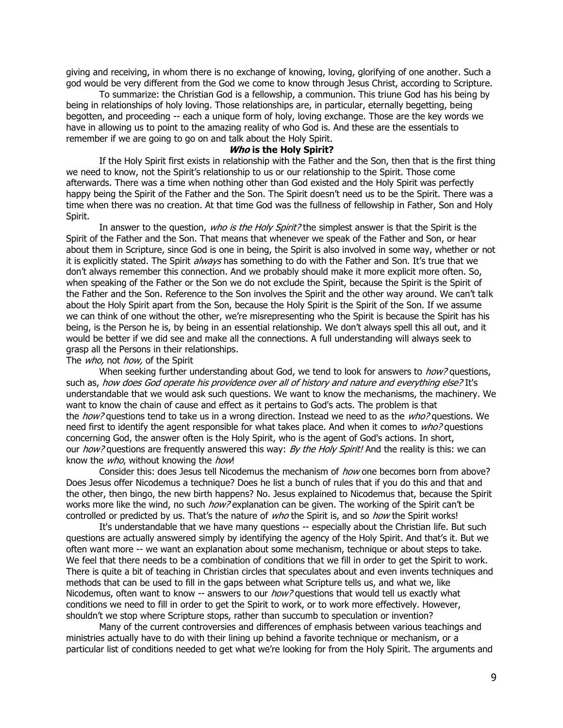giving and receiving, in whom there is no exchange of knowing, loving, glorifying of one another. Such a god would be very different from the God we come to know through Jesus Christ, according to Scripture.

To summarize: the Christian God is a fellowship, a communion. This triune God has his being by being in relationships of holy loving. Those relationships are, in particular, eternally begetting, being begotten, and proceeding -- each a unique form of holy, loving exchange. Those are the key words we have in allowing us to point to the amazing reality of who God is. And these are the essentials to remember if we are going to go on and talk about the Holy Spirit.

### ***Who*** **is the Holy Spirit?**

If the Holy Spirit first exists in relationship with the Father and the Son, then that is the first thing we need to know, not the Spirit's relationship to us or our relationship to the Spirit. Those come afterwards. There was a time when nothing other than God existed and the Holy Spirit was perfectly happy being the Spirit of the Father and the Son. The Spirit doesn't need us to be the Spirit. There was a time when there was no creation. At that time God was the fullness of fellowship in Father, Son and Holy Spirit.

In answer to the question, *who is the Holy Spirit?* the simplest answer is that the Spirit is the Spirit of the Father and the Son. That means that whenever we speak of the Father and Son, or hear about them in Scripture, since God is one in being, the Spirit is also involved in some way, whether or not it is explicitly stated. The Spirit *always* has something to do with the Father and Son. It's true that we don't always remember this connection. And we probably should make it more explicit more often. So, when speaking of the Father or the Son we do not exclude the Spirit, because the Spirit is the Spirit of the Father and the Son. Reference to the Son involves the Spirit and the other way around. We can't talk about the Holy Spirit apart from the Son, because the Holy Spirit is the Spirit of the Son. If we assume we can think of one without the other, we're misrepresenting who the Spirit is because the Spirit has his being, is the Person he is, by being in an essential relationship. We don't always spell this all out, and it would be better if we did see and make all the connections. A full understanding will always seek to grasp all the Persons in their relationships.

The *who,* not *how,* of the Spirit

When seeking further understanding about God, we tend to look for answers to *how?* questions, such as, *how does God operate his providence over all of history and nature and everything else?* It's understandable that we would ask such questions. We want to know the mechanisms, the machinery. We want to know the chain of cause and effect as it pertains to God's acts. The problem is that the *how?* questions tend to take us in a wrong direction. Instead we need to as the *who?* questions. We need first to identify the agent responsible for what takes place. And when it comes to *who?* questions concerning God, the answer often is the Holy Spirit, who is the agent of God's actions. In short, our *how?* questions are frequently answered this way: *By the Holy Spirit!* And the reality is this: we can know the *who*, without knowing the *how*!

Consider this: does Jesus tell Nicodemus the mechanism of *how* one becomes born from above? Does Jesus offer Nicodemus a technique? Does he list a bunch of rules that if you do this and that and the other, then bingo, the new birth happens? No. Jesus explained to Nicodemus that, because the Spirit works more like the wind, no such *how?* explanation can be given. The working of the Spirit can't be controlled or predicted by us. That's the nature of *who* the Spirit is, and so *how* the Spirit works!

It's understandable that we have many questions -- especially about the Christian life. But such questions are actually answered simply by identifying the agency of the Holy Spirit. And that's it. But we often want more -- we want an explanation about some mechanism, technique or about steps to take. We feel that there needs to be a combination of conditions that we fill in order to get the Spirit to work. There is quite a bit of teaching in Christian circles that speculates about and even invents techniques and methods that can be used to fill in the gaps between what Scripture tells us, and what we, like Nicodemus, often want to know -- answers to our *how?* questions that would tell us exactly what conditions we need to fill in order to get the Spirit to work, or to work more effectively. However, shouldn't we stop where Scripture stops, rather than succumb to speculation or invention?

Many of the current controversies and differences of emphasis between various teachings and ministries actually have to do with their lining up behind a favorite technique or mechanism, or a particular list of conditions needed to get what we're looking for from the Holy Spirit. The arguments and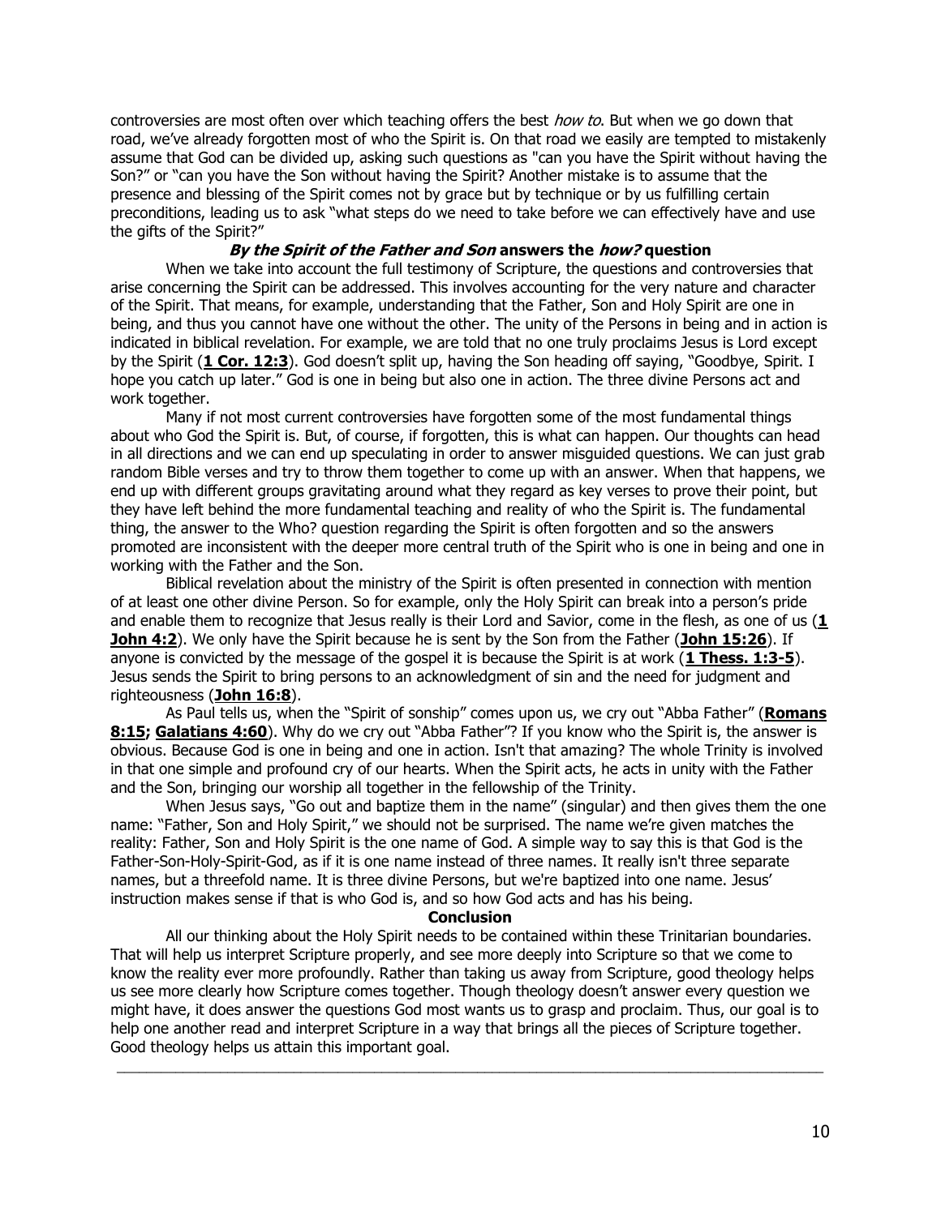controversies are most often over which teaching offers the best *how to*. But when we go down that road, we've already forgotten most of who the Spirit is. On that road we easily are tempted to mistakenly assume that God can be divided up, asking such questions as "can you have the Spirit without having the Son?" or "can you have the Son without having the Spirit? Another mistake is to assume that the presence and blessing of the Spirit comes not by grace but by technique or by us fulfilling certain preconditions, leading us to ask "what steps do we need to take before we can effectively have and use the gifts of the Spirit?"

### *By the Spirit of the Father and Son* answers the *how?* question

When we take into account the full testimony of Scripture, the questions and controversies that arise concerning the Spirit can be addressed. This involves accounting for the very nature and character of the Spirit. That means, for example, understanding that the Father, Son and Holy Spirit are one in being, and thus you cannot have one without the other. The unity of the Persons in being and in action is indicated in biblical revelation. For example, we are told that no one truly proclaims Jesus is Lord except by the Spirit (**1 Cor. 12:3**). God doesn't split up, having the Son heading off saying, "Goodbye, Spirit. I hope you catch up later." God is one in being but also one in action. The three divine Persons act and work together.

Many if not most current controversies have forgotten some of the most fundamental things about who God the Spirit is. But, of course, if forgotten, this is what can happen. Our thoughts can head in all directions and we can end up speculating in order to answer misguided questions. We can just grab random Bible verses and try to throw them together to come up with an answer. When that happens, we end up with different groups gravitating around what they regard as key verses to prove their point, but they have left behind the more fundamental teaching and reality of who the Spirit is. The fundamental thing, the answer to the Who? question regarding the Spirit is often forgotten and so the answers promoted are inconsistent with the deeper more central truth of the Spirit who is one in being and one in working with the Father and the Son.

Biblical revelation about the ministry of the Spirit is often presented in connection with mention of at least one other divine Person. So for example, only the Holy Spirit can break into a person's pride and enable them to recognize that Jesus really is their Lord and Savior, come in the flesh, as one of us (**1 John 4:2**). We only have the Spirit because he is sent by the Son from the Father (**John 15:26**). If anyone is convicted by the message of the gospel it is because the Spirit is at work (**1 Thess. 1:3-5**). Jesus sends the Spirit to bring persons to an acknowledgment of sin and the need for judgment and righteousness (**John 16:8**).

As Paul tells us, when the "Spirit of sonship" comes upon us, we cry out "Abba Father" (**Romans 8:15; Galatians 4:60**). Why do we cry out "Abba Father"? If you know who the Spirit is, the answer is obvious. Because God is one in being and one in action. Isn't that amazing? The whole Trinity is involved in that one simple and profound cry of our hearts. When the Spirit acts, he acts in unity with the Father and the Son, bringing our worship all together in the fellowship of the Trinity.

When Jesus says, "Go out and baptize them in the name" (singular) and then gives them the one name: "Father, Son and Holy Spirit," we should not be surprised. The name we're given matches the reality: Father, Son and Holy Spirit is the one name of God. A simple way to say this is that God is the Father-Son-Holy-Spirit-God, as if it is one name instead of three names. It really isn't three separate names, but a threefold name. It is three divine Persons, but we're baptized into one name. Jesus' instruction makes sense if that is who God is, and so how God acts and has his being.

### Conclusion

All our thinking about the Holy Spirit needs to be contained within these Trinitarian boundaries. That will help us interpret Scripture properly, and see more deeply into Scripture so that we come to know the reality ever more profoundly. Rather than taking us away from Scripture, good theology helps us see more clearly how Scripture comes together. Though theology doesn't answer every question we might have, it does answer the questions God most wants us to grasp and proclaim. Thus, our goal is to help one another read and interpret Scripture in a way that brings all the pieces of Scripture together. Good theology helps us attain this important goal.

---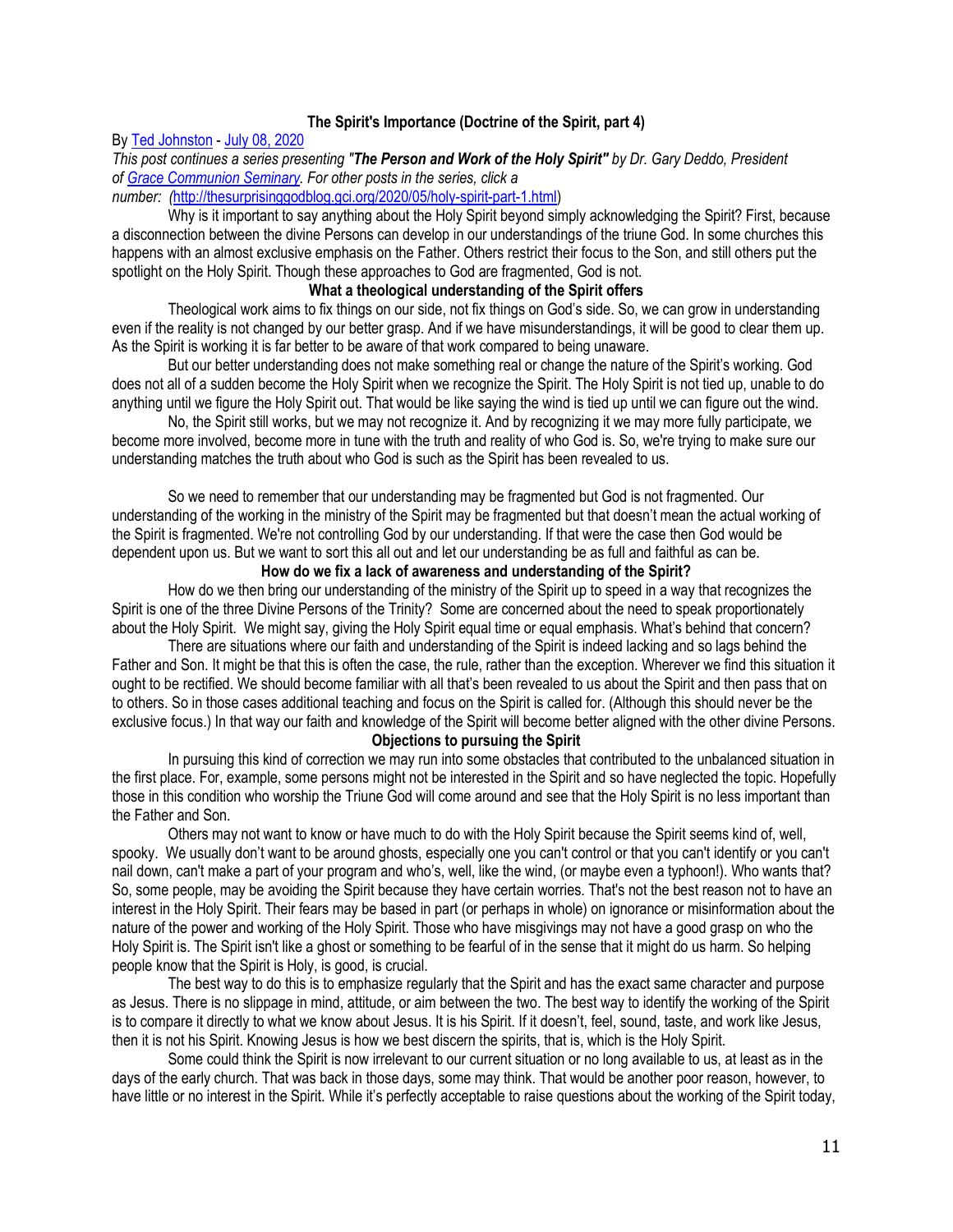**The Spirit's Importance (Doctrine of the Spirit, part 4)**

By Ted Johnston - July 08, 2020

*This post continues a series presenting "**The Person and Work of the Holy Spirit**" by Dr. Gary Deddo, President of Grace Communion Seminary. For other posts in the series, click a number: (*http://thesurprisinggodblog.gci.org/2020/05/holy-spirit-part-1.html)

Why is it important to say anything about the Holy Spirit beyond simply acknowledging the Spirit? First, because a disconnection between the divine Persons can develop in our understandings of the triune God. In some churches this happens with an almost exclusive emphasis on the Father. Others restrict their focus to the Son, and still others put the spotlight on the Holy Spirit. Though these approaches to God are fragmented, God is not.

**What a theological understanding of the Spirit offers**

Theological work aims to fix things on our side, not fix things on God's side. So, we can grow in understanding even if the reality is not changed by our better grasp. And if we have misunderstandings, it will be good to clear them up. As the Spirit is working it is far better to be aware of that work compared to being unaware.

But our better understanding does not make something real or change the nature of the Spirit's working. God does not all of a sudden become the Holy Spirit when we recognize the Spirit. The Holy Spirit is not tied up, unable to do anything until we figure the Holy Spirit out. That would be like saying the wind is tied up until we can figure out the wind.

No, the Spirit still works, but we may not recognize it. And by recognizing it we may more fully participate, we become more involved, become more in tune with the truth and reality of who God is. So, we're trying to make sure our understanding matches the truth about who God is such as the Spirit has been revealed to us.

So we need to remember that our understanding may be fragmented but God is not fragmented. Our understanding of the working in the ministry of the Spirit may be fragmented but that doesn't mean the actual working of the Spirit is fragmented. We're not controlling God by our understanding. If that were the case then God would be dependent upon us. But we want to sort this all out and let our understanding be as full and faithful as can be.

**How do we fix a lack of awareness and understanding of the Spirit?**

How do we then bring our understanding of the ministry of the Spirit up to speed in a way that recognizes the Spirit is one of the three Divine Persons of the Trinity? Some are concerned about the need to speak proportionately about the Holy Spirit. We might say, giving the Holy Spirit equal time or equal emphasis. What's behind that concern?

There are situations where our faith and understanding of the Spirit is indeed lacking and so lags behind the Father and Son. It might be that this is often the case, the rule, rather than the exception. Wherever we find this situation it ought to be rectified. We should become familiar with all that's been revealed to us about the Spirit and then pass that on to others. So in those cases additional teaching and focus on the Spirit is called for. (Although this should never be the exclusive focus.) In that way our faith and knowledge of the Spirit will become better aligned with the other divine Persons.

**Objections to pursuing the Spirit**

In pursuing this kind of correction we may run into some obstacles that contributed to the unbalanced situation in the first place. For, example, some persons might not be interested in the Spirit and so have neglected the topic. Hopefully those in this condition who worship the Triune God will come around and see that the Holy Spirit is no less important than the Father and Son.

Others may not want to know or have much to do with the Holy Spirit because the Spirit seems kind of, well, spooky. We usually don't want to be around ghosts, especially one you can't control or that you can't identify or you can't nail down, can't make a part of your program and who's, well, like the wind, (or maybe even a typhoon!). Who wants that? So, some people, may be avoiding the Spirit because they have certain worries. That's not the best reason not to have an interest in the Holy Spirit. Their fears may be based in part (or perhaps in whole) on ignorance or misinformation about the nature of the power and working of the Holy Spirit. Those who have misgivings may not have a good grasp on who the Holy Spirit is. The Spirit isn't like a ghost or something to be fearful of in the sense that it might do us harm. So helping people know that the Spirit is Holy, is good, is crucial.

The best way to do this is to emphasize regularly that the Spirit and has the exact same character and purpose as Jesus. There is no slippage in mind, attitude, or aim between the two. The best way to identify the working of the Spirit is to compare it directly to what we know about Jesus. It is his Spirit. If it doesn't, feel, sound, taste, and work like Jesus, then it is not his Spirit. Knowing Jesus is how we best discern the spirits, that is, which is the Holy Spirit.

Some could think the Spirit is now irrelevant to our current situation or no long available to us, at least as in the days of the early church. That was back in those days, some may think. That would be another poor reason, however, to have little or no interest in the Spirit. While it's perfectly acceptable to raise questions about the working of the Spirit today,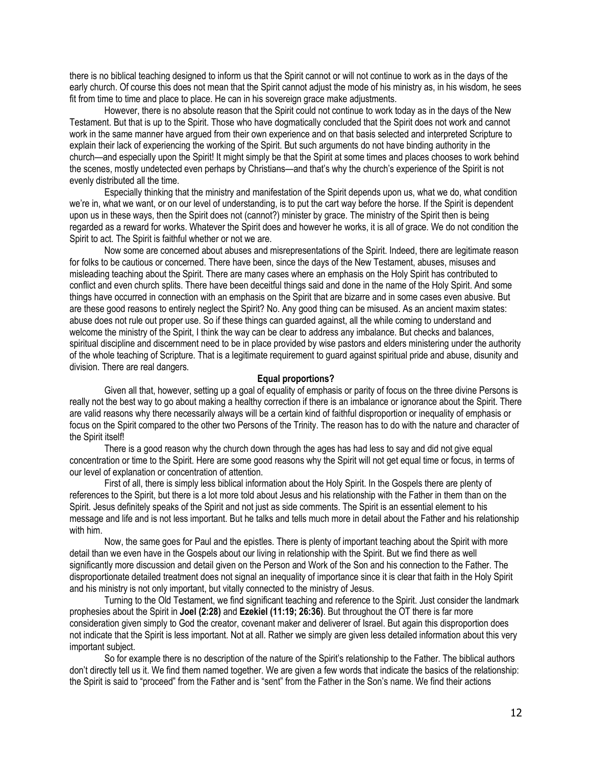there is no biblical teaching designed to inform us that the Spirit cannot or will not continue to work as in the days of the early church. Of course this does not mean that the Spirit cannot adjust the mode of his ministry as, in his wisdom, he sees fit from time to time and place to place. He can in his sovereign grace make adjustments.

However, there is no absolute reason that the Spirit could not continue to work today as in the days of the New Testament. But that is up to the Spirit. Those who have dogmatically concluded that the Spirit does not work and cannot work in the same manner have argued from their own experience and on that basis selected and interpreted Scripture to explain their lack of experiencing the working of the Spirit. But such arguments do not have binding authority in the church—and especially upon the Spirit! It might simply be that the Spirit at some times and places chooses to work behind the scenes, mostly undetected even perhaps by Christians—and that's why the church's experience of the Spirit is not evenly distributed all the time.

Especially thinking that the ministry and manifestation of the Spirit depends upon us, what we do, what condition we're in, what we want, or on our level of understanding, is to put the cart way before the horse. If the Spirit is dependent upon us in these ways, then the Spirit does not (cannot?) minister by grace. The ministry of the Spirit then is being regarded as a reward for works. Whatever the Spirit does and however he works, it is all of grace. We do not condition the Spirit to act. The Spirit is faithful whether or not we are.

Now some are concerned about abuses and misrepresentations of the Spirit. Indeed, there are legitimate reason for folks to be cautious or concerned. There have been, since the days of the New Testament, abuses, misuses and misleading teaching about the Spirit. There are many cases where an emphasis on the Holy Spirit has contributed to conflict and even church splits. There have been deceitful things said and done in the name of the Holy Spirit. And some things have occurred in connection with an emphasis on the Spirit that are bizarre and in some cases even abusive. But are these good reasons to entirely neglect the Spirit? No. Any good thing can be misused. As an ancient maxim states: abuse does not rule out proper use. So if these things can guarded against, all the while coming to understand and welcome the ministry of the Spirit, I think the way can be clear to address any imbalance. But checks and balances, spiritual discipline and discernment need to be in place provided by wise pastors and elders ministering under the authority of the whole teaching of Scripture. That is a legitimate requirement to guard against spiritual pride and abuse, disunity and division. There are real dangers.

### Equal proportions?

Given all that, however, setting up a goal of equality of emphasis or parity of focus on the three divine Persons is really not the best way to go about making a healthy correction if there is an imbalance or ignorance about the Spirit. There are valid reasons why there necessarily always will be a certain kind of faithful disproportion or inequality of emphasis or focus on the Spirit compared to the other two Persons of the Trinity. The reason has to do with the nature and character of the Spirit itself!

There is a good reason why the church down through the ages has had less to say and did not give equal concentration or time to the Spirit. Here are some good reasons why the Spirit will not get equal time or focus, in terms of our level of explanation or concentration of attention.

First of all, there is simply less biblical information about the Holy Spirit. In the Gospels there are plenty of references to the Spirit, but there is a lot more told about Jesus and his relationship with the Father in them than on the Spirit. Jesus definitely speaks of the Spirit and not just as side comments. The Spirit is an essential element to his message and life and is not less important. But he talks and tells much more in detail about the Father and his relationship with him.

Now, the same goes for Paul and the epistles. There is plenty of important teaching about the Spirit with more detail than we even have in the Gospels about our living in relationship with the Spirit. But we find there as well significantly more discussion and detail given on the Person and Work of the Son and his connection to the Father. The disproportionate detailed treatment does not signal an inequality of importance since it is clear that faith in the Holy Spirit and his ministry is not only important, but vitally connected to the ministry of Jesus.

Turning to the Old Testament, we find significant teaching and reference to the Spirit. Just consider the landmark prophesies about the Spirit in **Joel (2:28)** and **Ezekiel (11:19; 26:36)**. But throughout the OT there is far more consideration given simply to God the creator, covenant maker and deliverer of Israel. But again this disproportion does not indicate that the Spirit is less important. Not at all. Rather we simply are given less detailed information about this very important subject.

So for example there is no description of the nature of the Spirit's relationship to the Father. The biblical authors don't directly tell us it. We find them named together. We are given a few words that indicate the basics of the relationship: the Spirit is said to "proceed" from the Father and is "sent" from the Father in the Son's name. We find their actions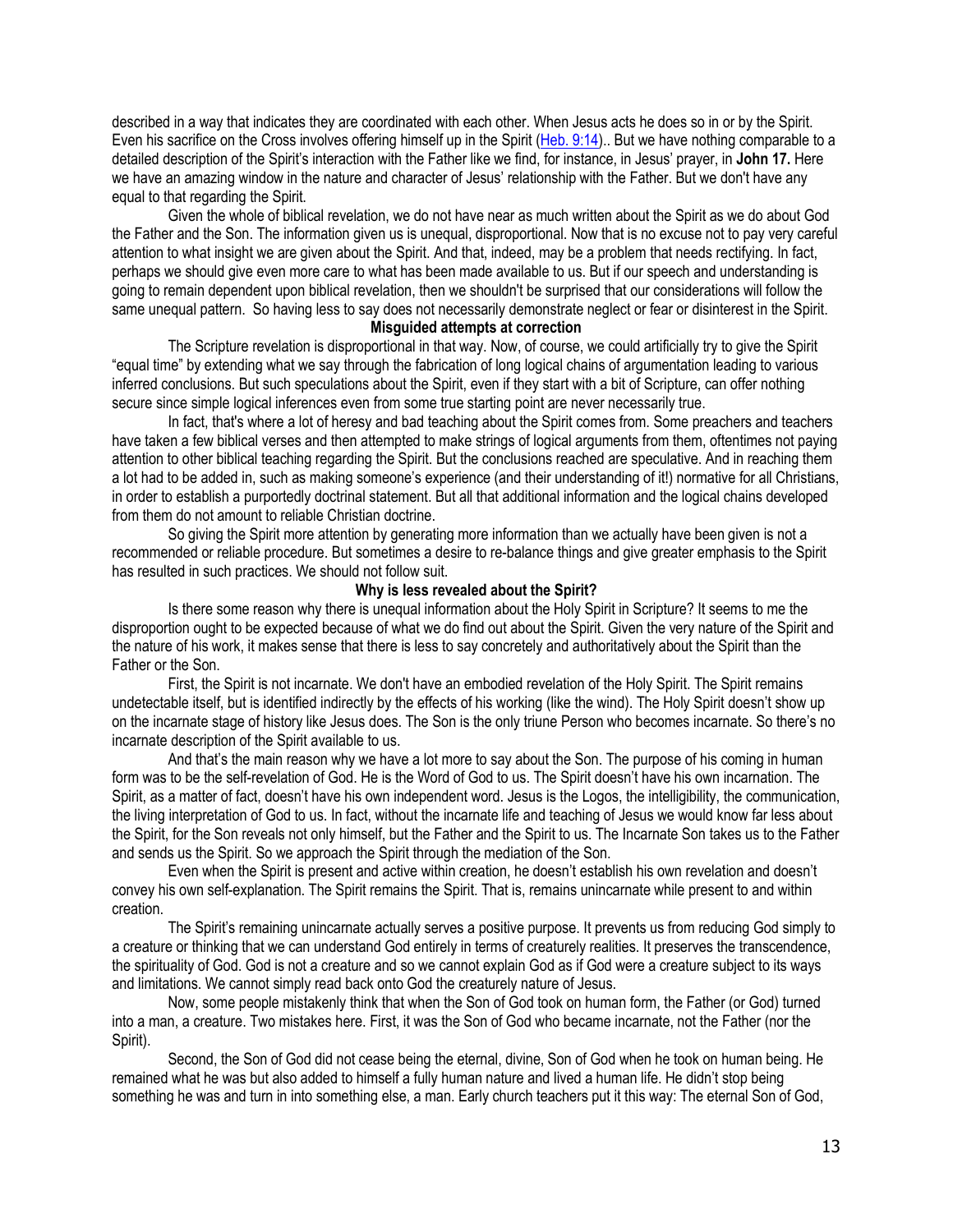described in a way that indicates they are coordinated with each other. When Jesus acts he does so in or by the Spirit. Even his sacrifice on the Cross involves offering himself up in the Spirit (Heb. 9:14).. But we have nothing comparable to a detailed description of the Spirit's interaction with the Father like we find, for instance, in Jesus' prayer, in **John 17.** Here we have an amazing window in the nature and character of Jesus' relationship with the Father. But we don't have any equal to that regarding the Spirit.

Given the whole of biblical revelation, we do not have near as much written about the Spirit as we do about God the Father and the Son. The information given us is unequal, disproportional. Now that is no excuse not to pay very careful attention to what insight we are given about the Spirit. And that, indeed, may be a problem that needs rectifying. In fact, perhaps we should give even more care to what has been made available to us. But if our speech and understanding is going to remain dependent upon biblical revelation, then we shouldn't be surprised that our considerations will follow the same unequal pattern. So having less to say does not necessarily demonstrate neglect or fear or disinterest in the Spirit.

**Misguided attempts at correction**

The Scripture revelation is disproportional in that way. Now, of course, we could artificially try to give the Spirit "equal time" by extending what we say through the fabrication of long logical chains of argumentation leading to various inferred conclusions. But such speculations about the Spirit, even if they start with a bit of Scripture, can offer nothing secure since simple logical inferences even from some true starting point are never necessarily true.

In fact, that's where a lot of heresy and bad teaching about the Spirit comes from. Some preachers and teachers have taken a few biblical verses and then attempted to make strings of logical arguments from them, oftentimes not paying attention to other biblical teaching regarding the Spirit. But the conclusions reached are speculative. And in reaching them a lot had to be added in, such as making someone's experience (and their understanding of it!) normative for all Christians, in order to establish a purportedly doctrinal statement. But all that additional information and the logical chains developed from them do not amount to reliable Christian doctrine.

So giving the Spirit more attention by generating more information than we actually have been given is not a recommended or reliable procedure. But sometimes a desire to re-balance things and give greater emphasis to the Spirit has resulted in such practices. We should not follow suit.

**Why is less revealed about the Spirit?**

Is there some reason why there is unequal information about the Holy Spirit in Scripture? It seems to me the disproportion ought to be expected because of what we do find out about the Spirit. Given the very nature of the Spirit and the nature of his work, it makes sense that there is less to say concretely and authoritatively about the Spirit than the Father or the Son.

First, the Spirit is not incarnate. We don't have an embodied revelation of the Holy Spirit. The Spirit remains undetectable itself, but is identified indirectly by the effects of his working (like the wind). The Holy Spirit doesn't show up on the incarnate stage of history like Jesus does. The Son is the only triune Person who becomes incarnate. So there's no incarnate description of the Spirit available to us.

And that's the main reason why we have a lot more to say about the Son. The purpose of his coming in human form was to be the self-revelation of God. He is the Word of God to us. The Spirit doesn't have his own incarnation. The Spirit, as a matter of fact, doesn't have his own independent word. Jesus is the Logos, the intelligibility, the communication, the living interpretation of God to us. In fact, without the incarnate life and teaching of Jesus we would know far less about the Spirit, for the Son reveals not only himself, but the Father and the Spirit to us. The Incarnate Son takes us to the Father and sends us the Spirit. So we approach the Spirit through the mediation of the Son.

Even when the Spirit is present and active within creation, he doesn't establish his own revelation and doesn't convey his own self-explanation. The Spirit remains the Spirit. That is, remains unincarnate while present to and within creation.

The Spirit's remaining unincarnate actually serves a positive purpose. It prevents us from reducing God simply to a creature or thinking that we can understand God entirely in terms of creaturely realities. It preserves the transcendence, the spirituality of God. God is not a creature and so we cannot explain God as if God were a creature subject to its ways and limitations. We cannot simply read back onto God the creaturely nature of Jesus.

Now, some people mistakenly think that when the Son of God took on human form, the Father (or God) turned into a man, a creature. Two mistakes here. First, it was the Son of God who became incarnate, not the Father (nor the Spirit).

Second, the Son of God did not cease being the eternal, divine, Son of God when he took on human being. He remained what he was but also added to himself a fully human nature and lived a human life. He didn't stop being something he was and turn in into something else, a man. Early church teachers put it this way: The eternal Son of God,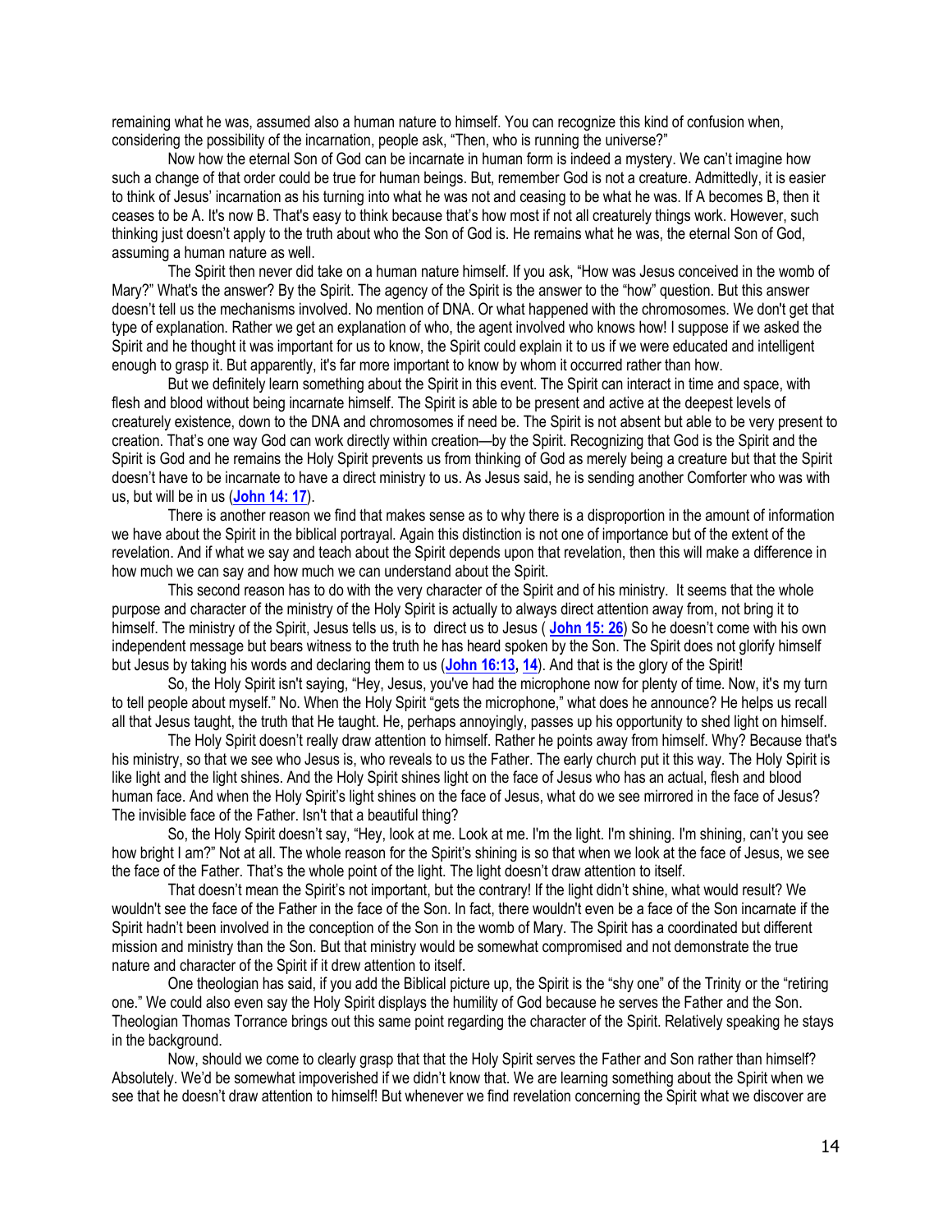remaining what he was, assumed also a human nature to himself. You can recognize this kind of confusion when, considering the possibility of the incarnation, people ask, "Then, who is running the universe?"

Now how the eternal Son of God can be incarnate in human form is indeed a mystery. We can't imagine how such a change of that order could be true for human beings. But, remember God is not a creature. Admittedly, it is easier to think of Jesus' incarnation as his turning into what he was not and ceasing to be what he was. If A becomes B, then it ceases to be A. It's now B. That's easy to think because that's how most if not all creaturely things work. However, such thinking just doesn't apply to the truth about who the Son of God is. He remains what he was, the eternal Son of God, assuming a human nature as well.

The Spirit then never did take on a human nature himself. If you ask, "How was Jesus conceived in the womb of Mary?" What's the answer? By the Spirit. The agency of the Spirit is the answer to the "how" question. But this answer doesn't tell us the mechanisms involved. No mention of DNA. Or what happened with the chromosomes. We don't get that type of explanation. Rather we get an explanation of who, the agent involved who knows how! I suppose if we asked the Spirit and he thought it was important for us to know, the Spirit could explain it to us if we were educated and intelligent enough to grasp it. But apparently, it's far more important to know by whom it occurred rather than how.

But we definitely learn something about the Spirit in this event. The Spirit can interact in time and space, with flesh and blood without being incarnate himself. The Spirit is able to be present and active at the deepest levels of creaturely existence, down to the DNA and chromosomes if need be. The Spirit is not absent but able to be very present to creation. That's one way God can work directly within creation—by the Spirit. Recognizing that God is the Spirit and the Spirit is God and he remains the Holy Spirit prevents us from thinking of God as merely being a creature but that the Spirit doesn't have to be incarnate to have a direct ministry to us. As Jesus said, he is sending another Comforter who was with us, but will be in us (**John 14: 17**).

There is another reason we find that makes sense as to why there is a disproportion in the amount of information we have about the Spirit in the biblical portrayal. Again this distinction is not one of importance but of the extent of the revelation. And if what we say and teach about the Spirit depends upon that revelation, then this will make a difference in how much we can say and how much we can understand about the Spirit.

This second reason has to do with the very character of the Spirit and of his ministry. It seems that the whole purpose and character of the ministry of the Holy Spirit is actually to always direct attention away from, not bring it to himself. The ministry of the Spirit, Jesus tells us, is to direct us to Jesus ( **John 15: 26**) So he doesn't come with his own independent message but bears witness to the truth he has heard spoken by the Son. The Spirit does not glorify himself but Jesus by taking his words and declaring them to us (**John 16:13, 14**). And that is the glory of the Spirit!

So, the Holy Spirit isn't saying, "Hey, Jesus, you've had the microphone now for plenty of time. Now, it's my turn to tell people about myself." No. When the Holy Spirit "gets the microphone," what does he announce? He helps us recall all that Jesus taught, the truth that He taught. He, perhaps annoyingly, passes up his opportunity to shed light on himself.

The Holy Spirit doesn't really draw attention to himself. Rather he points away from himself. Why? Because that's his ministry, so that we see who Jesus is, who reveals to us the Father. The early church put it this way. The Holy Spirit is like light and the light shines. And the Holy Spirit shines light on the face of Jesus who has an actual, flesh and blood human face. And when the Holy Spirit's light shines on the face of Jesus, what do we see mirrored in the face of Jesus? The invisible face of the Father. Isn't that a beautiful thing?

So, the Holy Spirit doesn't say, "Hey, look at me. Look at me. I'm the light. I'm shining. I'm shining, can't you see how bright I am?" Not at all. The whole reason for the Spirit's shining is so that when we look at the face of Jesus, we see the face of the Father. That's the whole point of the light. The light doesn't draw attention to itself.

That doesn't mean the Spirit's not important, but the contrary! If the light didn't shine, what would result? We wouldn't see the face of the Father in the face of the Son. In fact, there wouldn't even be a face of the Son incarnate if the Spirit hadn't been involved in the conception of the Son in the womb of Mary. The Spirit has a coordinated but different mission and ministry than the Son. But that ministry would be somewhat compromised and not demonstrate the true nature and character of the Spirit if it drew attention to itself.

One theologian has said, if you add the Biblical picture up, the Spirit is the "shy one" of the Trinity or the "retiring one." We could also even say the Holy Spirit displays the humility of God because he serves the Father and the Son. Theologian Thomas Torrance brings out this same point regarding the character of the Spirit. Relatively speaking he stays in the background.

Now, should we come to clearly grasp that that the Holy Spirit serves the Father and Son rather than himself? Absolutely. We'd be somewhat impoverished if we didn't know that. We are learning something about the Spirit when we see that he doesn't draw attention to himself! But whenever we find revelation concerning the Spirit what we discover are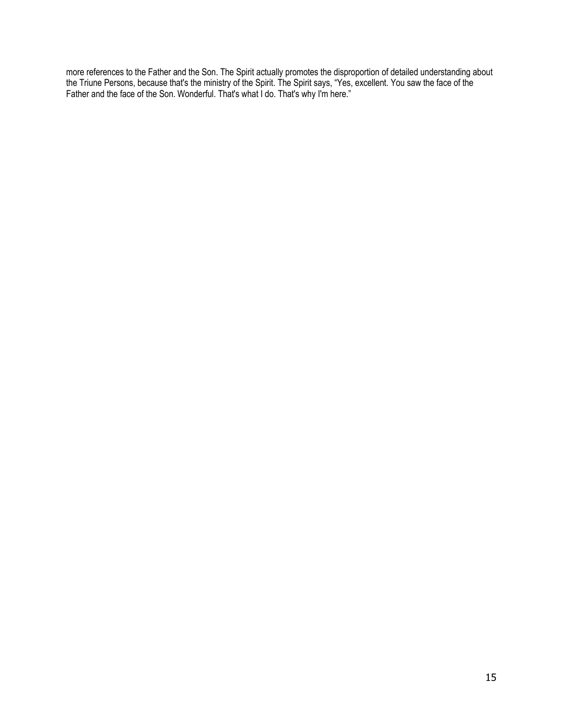more references to the Father and the Son. The Spirit actually promotes the disproportion of detailed understanding about the Triune Persons, because that's the ministry of the Spirit. The Spirit says, "Yes, excellent. You saw the face of the Father and the face of the Son. Wonderful. That's what I do. That's why I'm here."